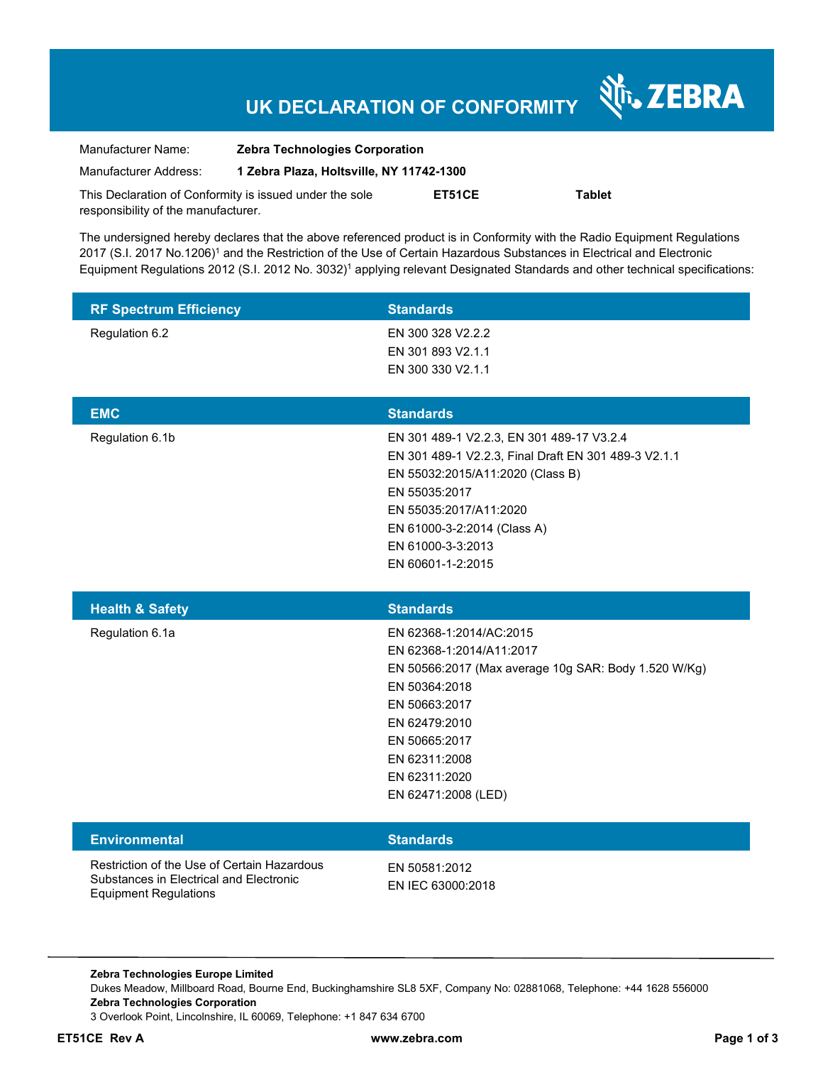# UK DECLARATION OF CONFORMITY

ZEBRA

| | |
|---|---|
| Manufacturer Name: | **Zebra Technologies Corporation** |
| Manufacturer Address: | **1 Zebra Plaza, Holtsville, NY 11742-1300** |

This Declaration of Conformity is issued under the sole responsibility of the manufacturer. **ET51CE** **Tablet**

The undersigned hereby declares that the above referenced product is in Conformity with the Radio Equipment Regulations 2017 (S.I. 2017 No.1206)[1] and the Restriction of the Use of Certain Hazardous Substances in Electrical and Electronic Equipment Regulations 2012 (S.I. 2012 No. 3032)[1] applying relevant Designated Standards and other technical specifications:

| RF Spectrum Efficiency | Standards |
|---|---|
| Regulation 6.2 | EN 300 328 V2.2.2<br>EN 301 893 V2.1.1<br>EN 300 330 V2.1.1 |

| EMC | Standards |
|---|---|
| Regulation 6.1b | EN 301 489-1 V2.2.3, EN 301 489-17 V3.2.4<br>EN 301 489-1 V2.2.3, Final Draft EN 301 489-3 V2.1.1<br>EN 55032:2015/A11:2020 (Class B)<br>EN 55035:2017<br>EN 55035:2017/A11:2020<br>EN 61000-3-2:2014 (Class A)<br>EN 61000-3-3:2013<br>EN 60601-1-2:2015 |

| Health & Safety | Standards |
|---|---|
| Regulation 6.1a | EN 62368-1:2014/AC:2015<br>EN 62368-1:2014/A11:2017<br>EN 50566:2017 (Max average 10g SAR: Body 1.520 W/Kg)<br>EN 50364:2018<br>EN 50663:2017<br>EN 62479:2010<br>EN 50665:2017<br>EN 62311:2008<br>EN 62311:2020<br>EN 62471:2008 (LED) |

| Environmental | Standards |
|---|---|
| Restriction of the Use of Certain Hazardous Substances in Electrical and Electronic Equipment Regulations | EN 50581:2012<br>EN IEC 63000:2018 |

**Zebra Technologies Europe Limited**
Dukes Meadow, Millboard Road, Bourne End, Buckinghamshire SL8 5XF, Company No: 02881068, Telephone: +44 1628 556000
**Zebra Technologies Corporation**
3 Overlook Point, Lincolnshire, IL 60069, Telephone: +1 847 634 6700

**ET51CE Rev A** **www.zebra.com**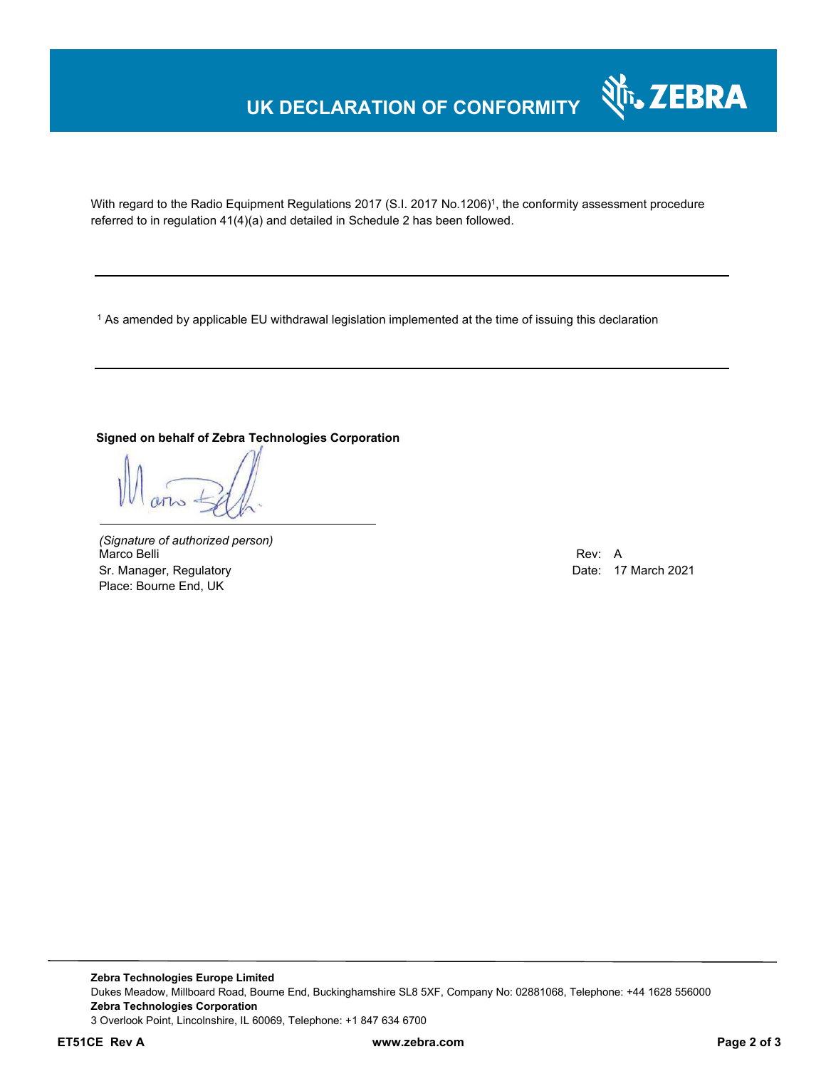# UK DECLARATION OF CONFORMITY

With regard to the Radio Equipment Regulations 2017 (S.I. 2017 No.1206)[1], the conformity assessment procedure referred to in regulation 41(4)(a) and detailed in Schedule 2 has been followed.

---

[1] As amended by applicable EU withdrawal legislation implemented at the time of issuing this declaration

---

**Signed on behalf of Zebra Technologies Corporation**

*(Signature of authorized person)*
Marco Belli
Sr. Manager, Regulatory
Place: Bourne End, UK

Rev: A
Date: 17 March 2021

**Zebra Technologies Europe Limited**
Dukes Meadow, Millboard Road, Bourne End, Buckinghamshire SL8 5XF, Company No: 02881068, Telephone: +44 1628 556000
**Zebra Technologies Corporation**
3 Overlook Point, Lincolnshire, IL 60069, Telephone: +1 847 634 6700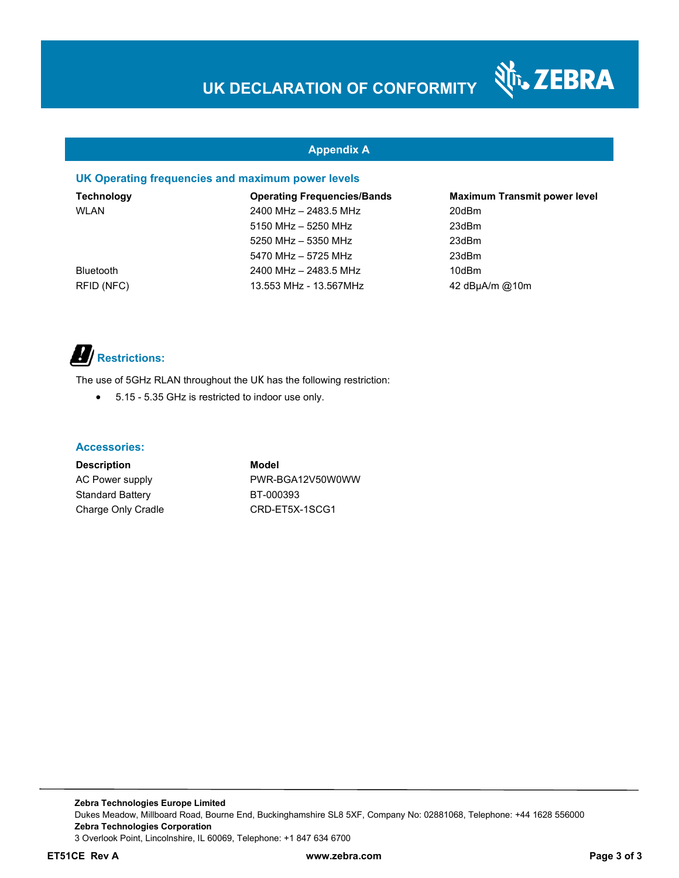# UK DECLARATION OF CONFORMITY

## Appendix A

### UK Operating frequencies and maximum power levels

| Technology | Operating Frequencies/Bands | Maximum Transmit power level |
|---|---|---|
| WLAN | 2400 MHz – 2483.5 MHz | 20dBm |
| | 5150 MHz – 5250 MHz | 23dBm |
| | 5250 MHz – 5350 MHz | 23dBm |
| | 5470 MHz – 5725 MHz | 23dBm |
| Bluetooth | 2400 MHz – 2483.5 MHz | 10dBm |
| RFID (NFC) | 13.553 MHz - 13.567MHz | 42 dBµA/m @10m |

### Restrictions:

The use of 5GHz RLAN throughout the UK has the following restriction:

- 5.15 - 5.35 GHz is restricted to indoor use only.

### Accessories:

| Description | Model |
|---|---|
| AC Power supply | PWR-BGA12V50W0WW |
| Standard Battery | BT-000393 |
| Charge Only Cradle | CRD-ET5X-1SCG1 |

**Zebra Technologies Europe Limited**
Dukes Meadow, Millboard Road, Bourne End, Buckinghamshire SL8 5XF, Company No: 02881068, Telephone: +44 1628 556000
**Zebra Technologies Corporation**
3 Overlook Point, Lincolnshire, IL 60069, Telephone: +1 847 634 6700

**ET51CE Rev A** **www.zebra.com**